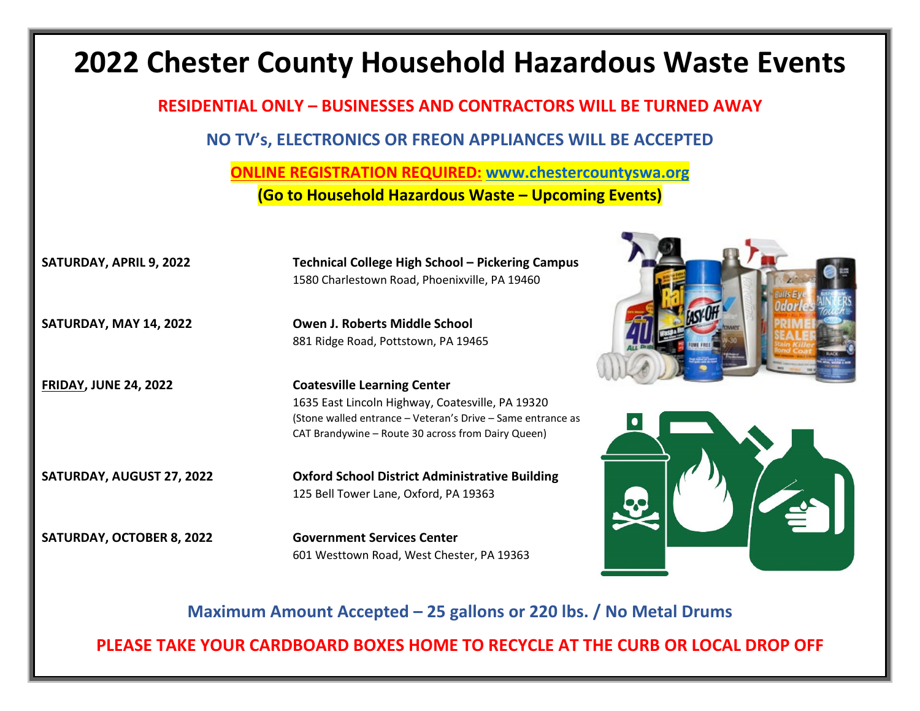# 2022 Chester County Household Hazardous Waste Events

**RESIDENTIAL ONLY – BUSINESSES AND CONTRACTORS WILL BE TURNED AWAY**

**NO TV's, ELECTRONICS OR FREON APPLIANCES WILL BE ACCEPTED**

**ONLINE REGISTRATION REQUIRED: www.chestercountyswa.org**

**(Go to Household Hazardous Waste – Upcoming Events)**

| Date | Location |
| --- | --- |
| **SATURDAY, APRIL 9, 2022** | **Technical College High School – Pickering Campus**<br>1580 Charlestown Road, Phoenixville, PA 19460 |
| **SATURDAY, MAY 14, 2022** | **Owen J. Roberts Middle School**<br>881 Ridge Road, Pottstown, PA 19465 |
| **FRIDAY, JUNE 24, 2022** | **Coatesville Learning Center**<br>1635 East Lincoln Highway, Coatesville, PA 19320<br>(Stone walled entrance – Veteran's Drive – Same entrance as CAT Brandywine – Route 30 across from Dairy Queen) |
| **SATURDAY, AUGUST 27, 2022** | **Oxford School District Administrative Building**<br>125 Bell Tower Lane, Oxford, PA 19363 |
| **SATURDAY, OCTOBER 8, 2022** | **Government Services Center**<br>601 Westtown Road, West Chester, PA 19363 |

**Maximum Amount Accepted – 25 gallons or 220 lbs. / No Metal Drums**

**PLEASE TAKE YOUR CARDBOARD BOXES HOME TO RECYCLE AT THE CURB OR LOCAL DROP OFF**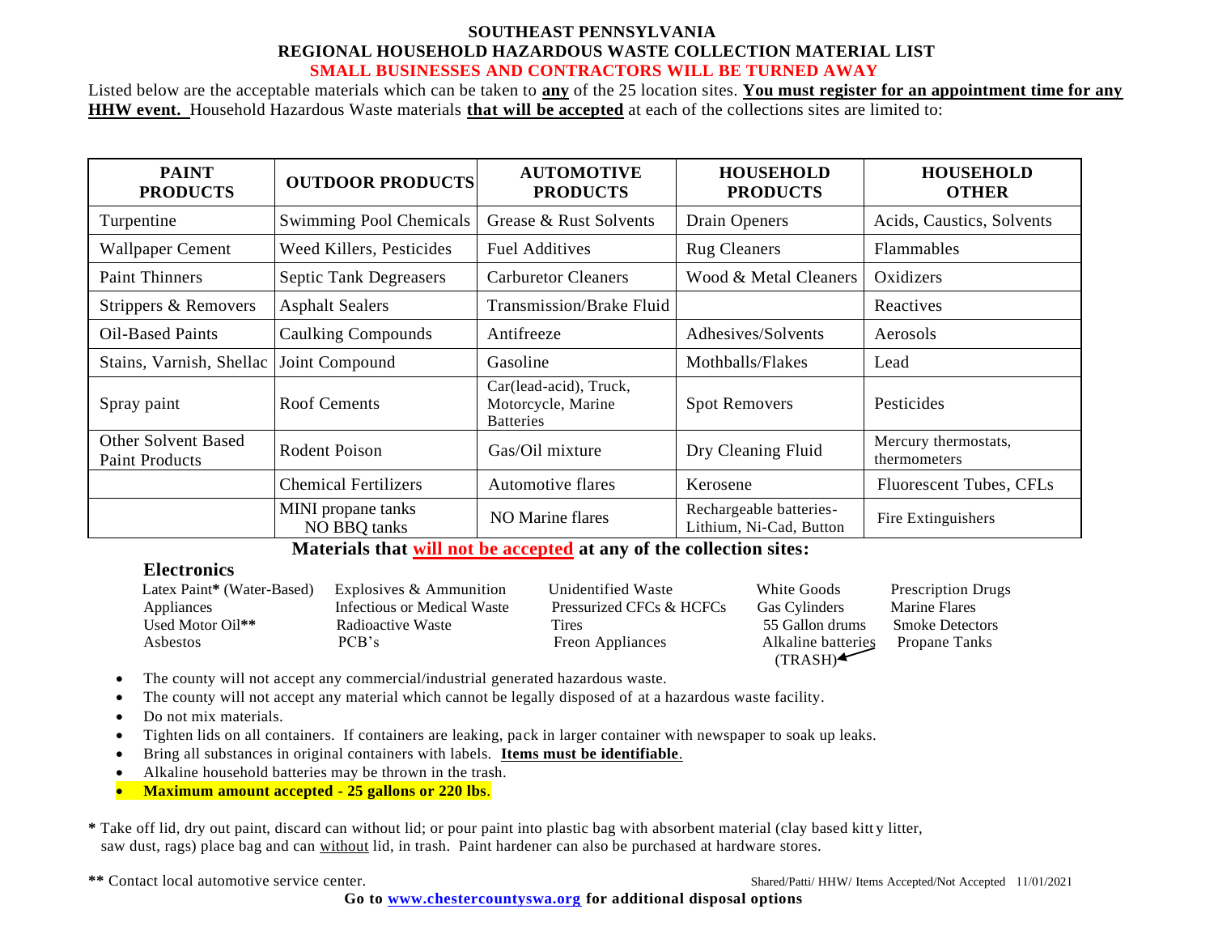**SOUTHEAST PENNSYLVANIA**
**REGIONAL HOUSEHOLD HAZARDOUS WASTE COLLECTION MATERIAL LIST**
**SMALL BUSINESSES AND CONTRACTORS WILL BE TURNED AWAY**

Listed below are the acceptable materials which can be taken to **any** of the 25 location sites. **You must register for an appointment time for any HHW event.** Household Hazardous Waste materials **that will be accepted** at each of the collections sites are limited to:

| PAINT PRODUCTS | OUTDOOR PRODUCTS | AUTOMOTIVE PRODUCTS | HOUSEHOLD PRODUCTS | HOUSEHOLD OTHER |
|---|---|---|---|---|
| Turpentine | Swimming Pool Chemicals | Grease & Rust Solvents | Drain Openers | Acids, Caustics, Solvents |
| Wallpaper Cement | Weed Killers, Pesticides | Fuel Additives | Rug Cleaners | Flammables |
| Paint Thinners | Septic Tank Degreasers | Carburetor Cleaners | Wood & Metal Cleaners | Oxidizers |
| Strippers & Removers | Asphalt Sealers | Transmission/Brake Fluid | | Reactives |
| Oil-Based Paints | Caulking Compounds | Antifreeze | Adhesives/Solvents | Aerosols |
| Stains, Varnish, Shellac | Joint Compound | Gasoline | Mothballs/Flakes | Lead |
| Spray paint | Roof Cements | Car(lead-acid), Truck, Motorcycle, Marine Batteries | Spot Removers | Pesticides |
| Other Solvent Based Paint Products | Rodent Poison | Gas/Oil mixture | Dry Cleaning Fluid | Mercury thermostats, thermometers |
| | Chemical Fertilizers | Automotive flares | Kerosene | Fluorescent Tubes, CFLs |
| | MINI propane tanks NO BBQ tanks | NO Marine flares | Rechargeable batteries- Lithium, Ni-Cad, Button | Fire Extinguishers |

**Materials that will not be accepted at any of the collection sites:**

| | | | | |
|---|---|---|---|---|
| **Electronics** | | | | |
| Latex Paint* (Water-Based) | Explosives & Ammunition | Unidentified Waste | White Goods | Prescription Drugs |
| Appliances | Infectious or Medical Waste | Pressurized CFCs & HCFCs | Gas Cylinders | Marine Flares |
| Used Motor Oil** | Radioactive Waste | Tires | 55 Gallon drums | Smoke Detectors |
| Asbestos | PCB's | Freon Appliances | Alkaline batteries (TRASH) | Propane Tanks |

- The county will not accept any commercial/industrial generated hazardous waste.
- The county will not accept any material which cannot be legally disposed of at a hazardous waste facility.
- Do not mix materials.
- Tighten lids on all containers. If containers are leaking, pack in larger container with newspaper to soak up leaks.
- Bring all substances in original containers with labels. **Items must be identifiable**.
- Alkaline household batteries may be thrown in the trash.
- **Maximum amount accepted - 25 gallons or 220 lbs**.

**\*** Take off lid, dry out paint, discard can without lid; or pour paint into plastic bag with absorbent material (clay based kitty litter, saw dust, rags) place bag and can without lid, in trash. Paint hardener can also be purchased at hardware stores.

**\*\*** Contact local automotive service center.

Shared/Patti/ HHW/ Items Accepted/Not Accepted 11/01/2021

**Go to www.chestercountyswa.org for additional disposal options**